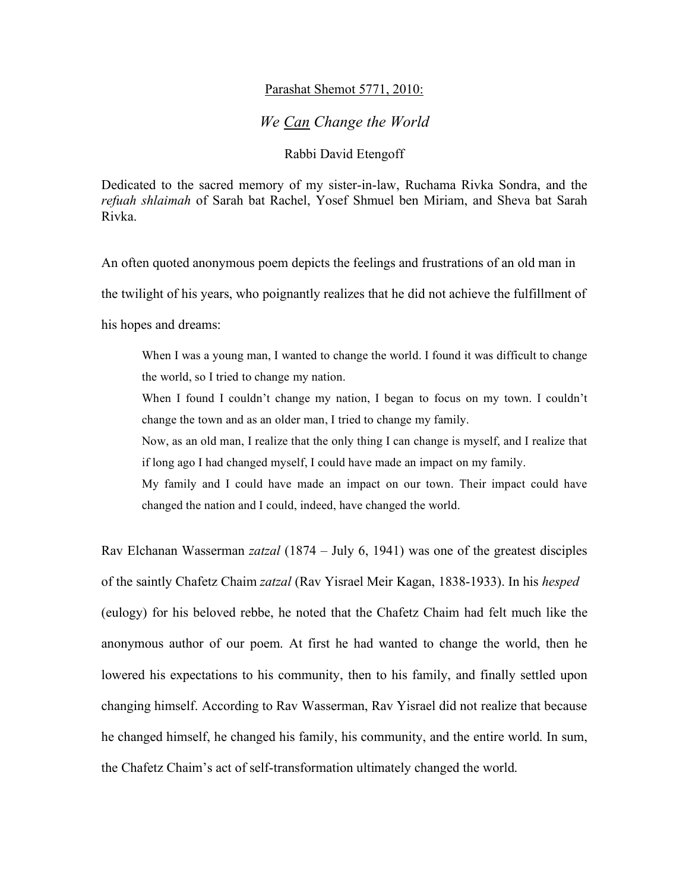Parashat Shemot 5771, 2010:

# *We Can Change the World*

Rabbi David Etengoff

Dedicated to the sacred memory of my sister-in-law, Ruchama Rivka Sondra, and the *refuah shlaimah* of Sarah bat Rachel, Yosef Shmuel ben Miriam, and Sheva bat Sarah Rivka.

An often quoted anonymous poem depicts the feelings and frustrations of an old man in the twilight of his years, who poignantly realizes that he did not achieve the fulfillment of his hopes and dreams:

> When I was a young man, I wanted to change the world. I found it was difficult to change the world, so I tried to change my nation.
>
> When I found I couldn't change my nation, I began to focus on my town. I couldn't change the town and as an older man, I tried to change my family.
>
> Now, as an old man, I realize that the only thing I can change is myself, and I realize that if long ago I had changed myself, I could have made an impact on my family.
>
> My family and I could have made an impact on our town. Their impact could have changed the nation and I could, indeed, have changed the world.

Rav Elchanan Wasserman *zatzal* (1874 – July 6, 1941) was one of the greatest disciples of the saintly Chafetz Chaim *zatzal* (Rav Yisrael Meir Kagan, 1838-1933). In his *hesped* (eulogy) for his beloved rebbe, he noted that the Chafetz Chaim had felt much like the anonymous author of our poem. At first he had wanted to change the world, then he lowered his expectations to his community, then to his family, and finally settled upon changing himself. According to Rav Wasserman, Rav Yisrael did not realize that because he changed himself, he changed his family, his community, and the entire world. In sum, the Chafetz Chaim's act of self-transformation ultimately changed the world.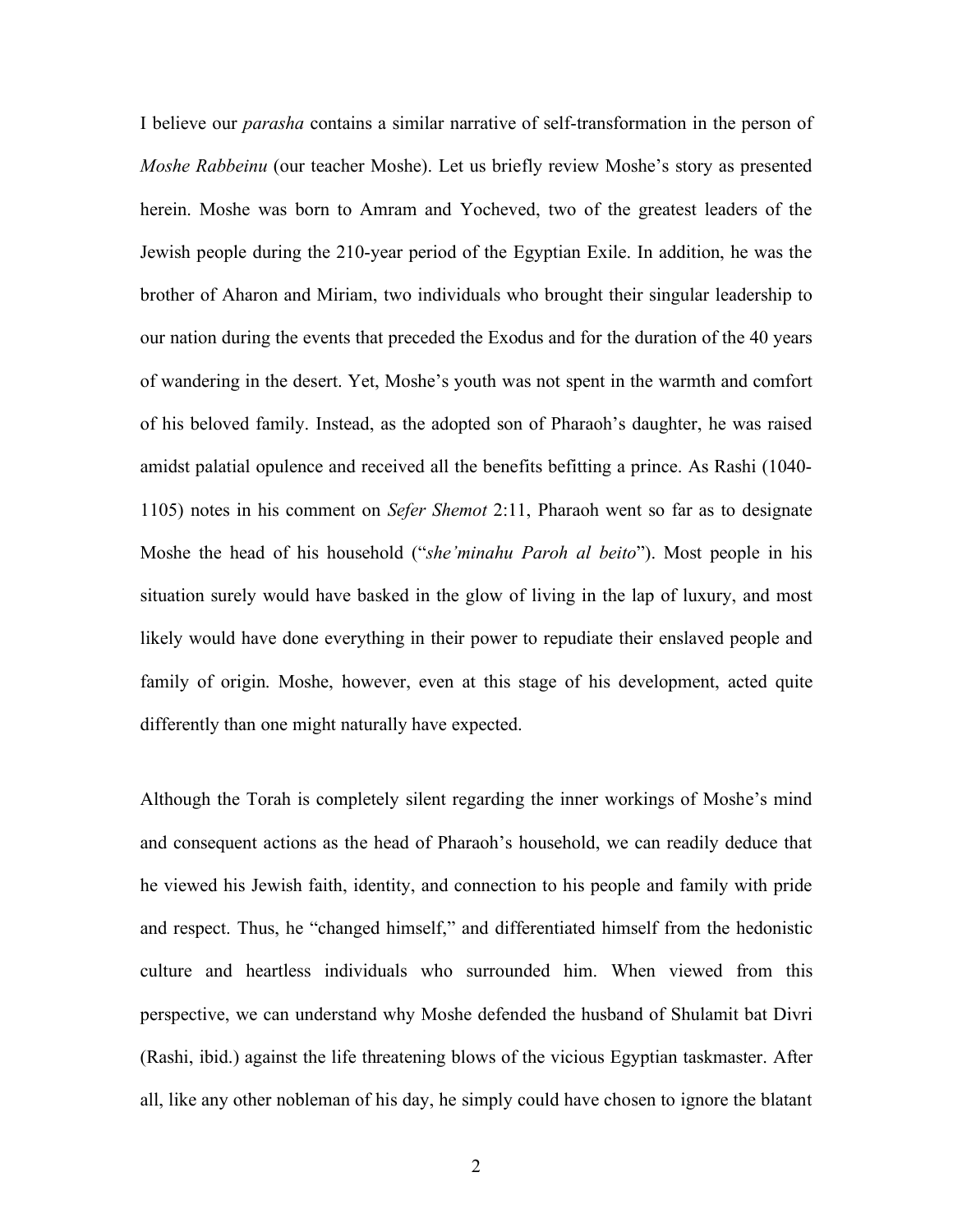I believe our *parasha* contains a similar narrative of self-transformation in the person of *Moshe Rabbeinu* (our teacher Moshe). Let us briefly review Moshe's story as presented herein. Moshe was born to Amram and Yocheved, two of the greatest leaders of the Jewish people during the 210-year period of the Egyptian Exile. In addition, he was the brother of Aharon and Miriam, two individuals who brought their singular leadership to our nation during the events that preceded the Exodus and for the duration of the 40 years of wandering in the desert. Yet, Moshe's youth was not spent in the warmth and comfort of his beloved family. Instead, as the adopted son of Pharaoh's daughter, he was raised amidst palatial opulence and received all the benefits befitting a prince. As Rashi (1040-1105) notes in his comment on *Sefer Shemot* 2:11, Pharaoh went so far as to designate Moshe the head of his household ("*she'minahu Paroh al beito*"). Most people in his situation surely would have basked in the glow of living in the lap of luxury, and most likely would have done everything in their power to repudiate their enslaved people and family of origin. Moshe, however, even at this stage of his development, acted quite differently than one might naturally have expected.

Although the Torah is completely silent regarding the inner workings of Moshe's mind and consequent actions as the head of Pharaoh's household, we can readily deduce that he viewed his Jewish faith, identity, and connection to his people and family with pride and respect. Thus, he "changed himself," and differentiated himself from the hedonistic culture and heartless individuals who surrounded him. When viewed from this perspective, we can understand why Moshe defended the husband of Shulamit bat Divri (Rashi, ibid.) against the life threatening blows of the vicious Egyptian taskmaster. After all, like any other nobleman of his day, he simply could have chosen to ignore the blatant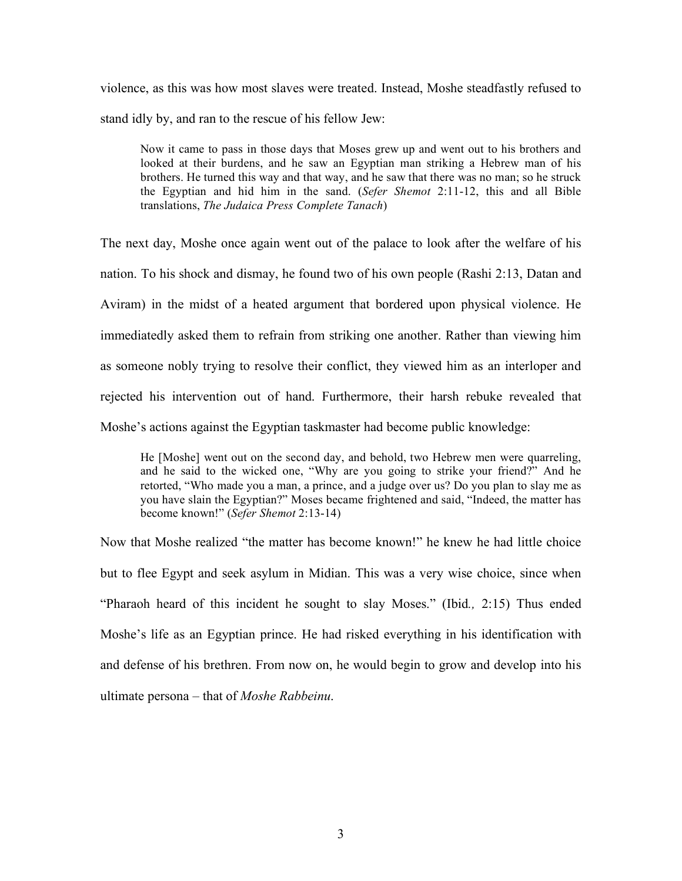violence, as this was how most slaves were treated. Instead, Moshe steadfastly refused to stand idly by, and ran to the rescue of his fellow Jew:

> Now it came to pass in those days that Moses grew up and went out to his brothers and looked at their burdens, and he saw an Egyptian man striking a Hebrew man of his brothers. He turned this way and that way, and he saw that there was no man; so he struck the Egyptian and hid him in the sand. (*Sefer Shemot* 2:11-12, this and all Bible translations, *The Judaica Press Complete Tanach*)

The next day, Moshe once again went out of the palace to look after the welfare of his nation. To his shock and dismay, he found two of his own people (Rashi 2:13, Datan and Aviram) in the midst of a heated argument that bordered upon physical violence. He immediatedly asked them to refrain from striking one another. Rather than viewing him as someone nobly trying to resolve their conflict, they viewed him as an interloper and rejected his intervention out of hand. Furthermore, their harsh rebuke revealed that Moshe's actions against the Egyptian taskmaster had become public knowledge:

> He [Moshe] went out on the second day, and behold, two Hebrew men were quarreling, and he said to the wicked one, "Why are you going to strike your friend?" And he retorted, "Who made you a man, a prince, and a judge over us? Do you plan to slay me as you have slain the Egyptian?" Moses became frightened and said, "Indeed, the matter has become known!" (*Sefer Shemot* 2:13-14)

Now that Moshe realized "the matter has become known!" he knew he had little choice but to flee Egypt and seek asylum in Midian. This was a very wise choice, since when "Pharaoh heard of this incident he sought to slay Moses." (Ibid*.,* 2:15) Thus ended Moshe's life as an Egyptian prince. He had risked everything in his identification with and defense of his brethren. From now on, he would begin to grow and develop into his ultimate persona – that of *Moshe Rabbeinu*.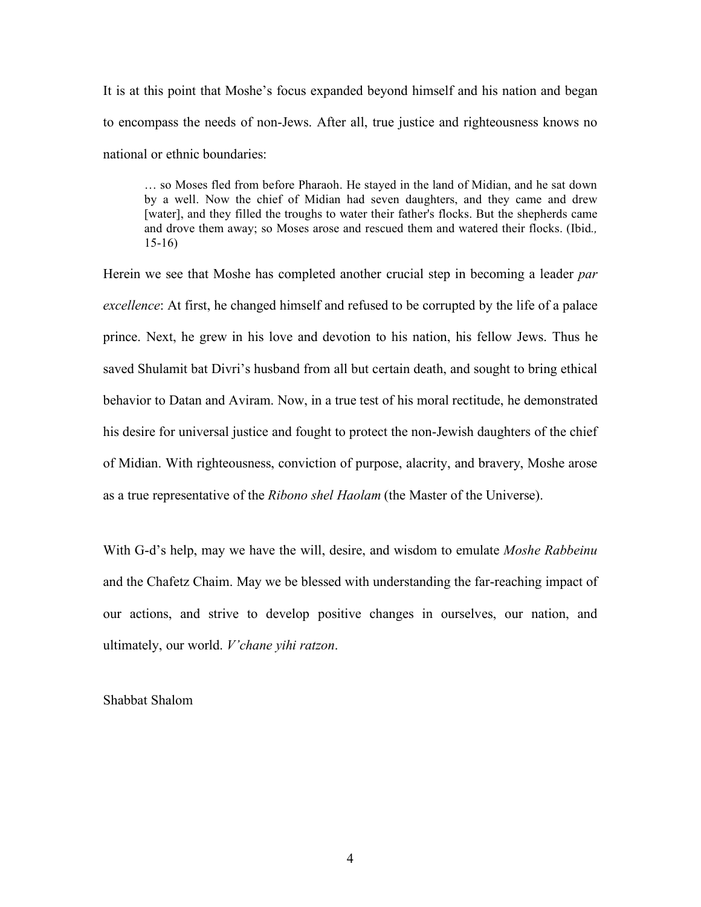It is at this point that Moshe's focus expanded beyond himself and his nation and began to encompass the needs of non-Jews. After all, true justice and righteousness knows no national or ethnic boundaries:

> … so Moses fled from before Pharaoh. He stayed in the land of Midian, and he sat down by a well. Now the chief of Midian had seven daughters, and they came and drew [water], and they filled the troughs to water their father's flocks. But the shepherds came and drove them away; so Moses arose and rescued them and watered their flocks. (Ibid*.,* 15-16)

Herein we see that Moshe has completed another crucial step in becoming a leader *par excellence*: At first, he changed himself and refused to be corrupted by the life of a palace prince. Next, he grew in his love and devotion to his nation, his fellow Jews. Thus he saved Shulamit bat Divri's husband from all but certain death, and sought to bring ethical behavior to Datan and Aviram. Now, in a true test of his moral rectitude, he demonstrated his desire for universal justice and fought to protect the non-Jewish daughters of the chief of Midian. With righteousness, conviction of purpose, alacrity, and bravery, Moshe arose as a true representative of the *Ribono shel Haolam* (the Master of the Universe).

With G-d's help, may we have the will, desire, and wisdom to emulate *Moshe Rabbeinu* and the Chafetz Chaim. May we be blessed with understanding the far-reaching impact of our actions, and strive to develop positive changes in ourselves, our nation, and ultimately, our world. *V'chane yihi ratzon*.

Shabbat Shalom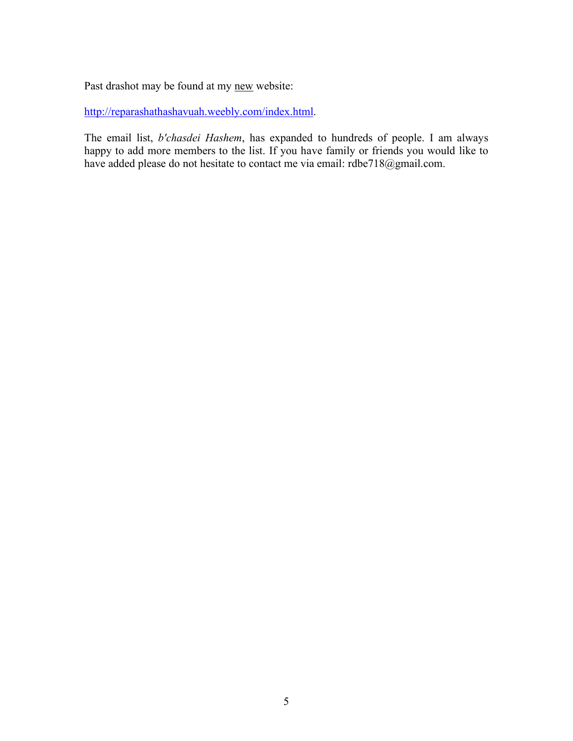Past drashot may be found at my <u>new</u> website:

[http://reparashathashavuah.weebly.com/index.html](http://reparashathashavuah.weebly.com/index.html).

The email list, *b'chasdei Hashem*, has expanded to hundreds of people. I am always happy to add more members to the list. If you have family or friends you would like to have added please do not hesitate to contact me via email: rdbe718@gmail.com.